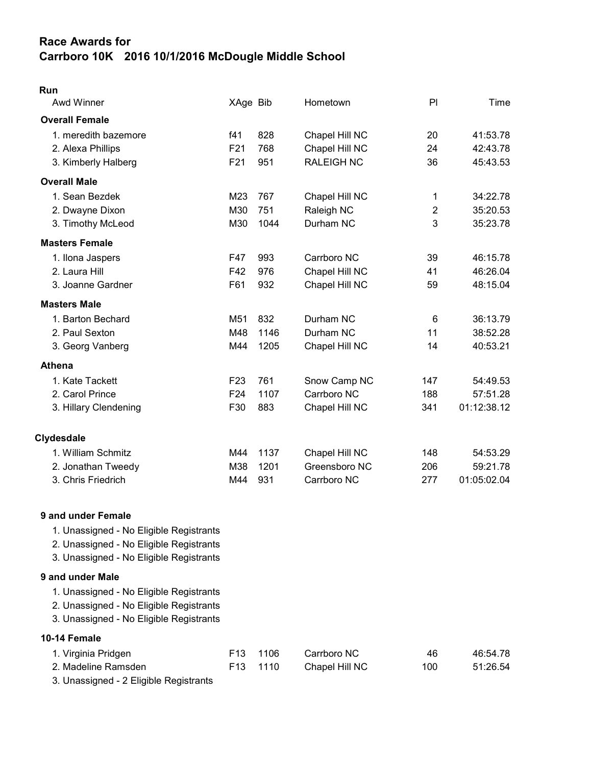# Race Awards for
# Carrboro 10K 2016 10/1/2016 McDougle Middle School

## Run

| Awd Winner | XAge | Bib | Hometown | Pl | Time |
|---|---|---|---|---|---|
| **Overall Female** | | | | | |
| 1. meredith bazemore | f41 | 828 | Chapel Hill NC | 20 | 41:53.78 |
| 2. Alexa Phillips | F21 | 768 | Chapel Hill NC | 24 | 42:43.78 |
| 3. Kimberly Halberg | F21 | 951 | RALEIGH NC | 36 | 45:43.53 |
| **Overall Male** | | | | | |
| 1. Sean Bezdek | M23 | 767 | Chapel Hill NC | 1 | 34:22.78 |
| 2. Dwayne Dixon | M30 | 751 | Raleigh NC | 2 | 35:20.53 |
| 3. Timothy McLeod | M30 | 1044 | Durham NC | 3 | 35:23.78 |
| **Masters Female** | | | | | |
| 1. Ilona Jaspers | F47 | 993 | Carrboro NC | 39 | 46:15.78 |
| 2. Laura Hill | F42 | 976 | Chapel Hill NC | 41 | 46:26.04 |
| 3. Joanne Gardner | F61 | 932 | Chapel Hill NC | 59 | 48:15.04 |
| **Masters Male** | | | | | |
| 1. Barton Bechard | M51 | 832 | Durham NC | 6 | 36:13.79 |
| 2. Paul Sexton | M48 | 1146 | Durham NC | 11 | 38:52.28 |
| 3. Georg Vanberg | M44 | 1205 | Chapel Hill NC | 14 | 40:53.21 |
| **Athena** | | | | | |
| 1. Kate Tackett | F23 | 761 | Snow Camp NC | 147 | 54:49.53 |
| 2. Carol Prince | F24 | 1107 | Carrboro NC | 188 | 57:51.28 |
| 3. Hillary Clendening | F30 | 883 | Chapel Hill NC | 341 | 01:12:38.12 |
| **Clydesdale** | | | | | |
| 1. William Schmitz | M44 | 1137 | Chapel Hill NC | 148 | 54:53.29 |
| 2. Jonathan Tweedy | M38 | 1201 | Greensboro NC | 206 | 59:21.78 |
| 3. Chris Friedrich | M44 | 931 | Carrboro NC | 277 | 01:05:02.04 |
| **9 and under Female** | | | | | |
| 1. Unassigned - No Eligible Registrants | | | | | |
| 2. Unassigned - No Eligible Registrants | | | | | |
| 3. Unassigned - No Eligible Registrants | | | | | |
| **9 and under Male** | | | | | |
| 1. Unassigned - No Eligible Registrants | | | | | |
| 2. Unassigned - No Eligible Registrants | | | | | |
| 3. Unassigned - No Eligible Registrants | | | | | |
| **10-14 Female** | | | | | |
| 1. Virginia Pridgen | F13 | 1106 | Carrboro NC | 46 | 46:54.78 |
| 2. Madeline Ramsden | F13 | 1110 | Chapel Hill NC | 100 | 51:26.54 |
| 3. Unassigned - 2 Eligible Registrants | | | | | |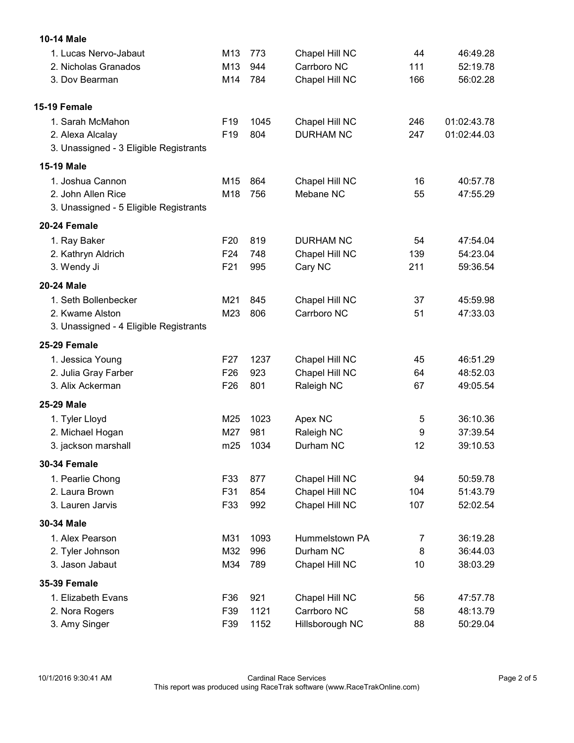### 10-14 Male

| Place / Name | Age | Bib | City | Overall | Time |
|---|---|---|---|---|---|
| 1. Lucas Nervo-Jabaut | M13 | 773 | Chapel Hill NC | 44 | 46:49.28 |
| 2. Nicholas Granados | M13 | 944 | Carrboro NC | 111 | 52:19.78 |
| 3. Dov Bearman | M14 | 784 | Chapel Hill NC | 166 | 56:02.28 |

### 15-19 Female

| Place / Name | Age | Bib | City | Overall | Time |
|---|---|---|---|---|---|
| 1. Sarah McMahon | F19 | 1045 | Chapel Hill NC | 246 | 01:02:43.78 |
| 2. Alexa Alcalay | F19 | 804 | DURHAM NC | 247 | 01:02:44.03 |
| 3. Unassigned - 3 Eligible Registrants | | | | | |

### 15-19 Male

| Place / Name | Age | Bib | City | Overall | Time |
|---|---|---|---|---|---|
| 1. Joshua Cannon | M15 | 864 | Chapel Hill NC | 16 | 40:57.78 |
| 2. John Allen Rice | M18 | 756 | Mebane NC | 55 | 47:55.29 |
| 3. Unassigned - 5 Eligible Registrants | | | | | |

### 20-24 Female

| Place / Name | Age | Bib | City | Overall | Time |
|---|---|---|---|---|---|
| 1. Ray Baker | F20 | 819 | DURHAM NC | 54 | 47:54.04 |
| 2. Kathryn Aldrich | F24 | 748 | Chapel Hill NC | 139 | 54:23.04 |
| 3. Wendy Ji | F21 | 995 | Cary NC | 211 | 59:36.54 |

### 20-24 Male

| Place / Name | Age | Bib | City | Overall | Time |
|---|---|---|---|---|---|
| 1. Seth Bollenbecker | M21 | 845 | Chapel Hill NC | 37 | 45:59.98 |
| 2. Kwame Alston | M23 | 806 | Carrboro NC | 51 | 47:33.03 |
| 3. Unassigned - 4 Eligible Registrants | | | | | |

### 25-29 Female

| Place / Name | Age | Bib | City | Overall | Time |
|---|---|---|---|---|---|
| 1. Jessica Young | F27 | 1237 | Chapel Hill NC | 45 | 46:51.29 |
| 2. Julia Gray Farber | F26 | 923 | Chapel Hill NC | 64 | 48:52.03 |
| 3. Alix Ackerman | F26 | 801 | Raleigh NC | 67 | 49:05.54 |

### 25-29 Male

| Place / Name | Age | Bib | City | Overall | Time |
|---|---|---|---|---|---|
| 1. Tyler Lloyd | M25 | 1023 | Apex NC | 5 | 36:10.36 |
| 2. Michael Hogan | M27 | 981 | Raleigh NC | 9 | 37:39.54 |
| 3. jackson marshall | m25 | 1034 | Durham NC | 12 | 39:10.53 |

### 30-34 Female

| Place / Name | Age | Bib | City | Overall | Time |
|---|---|---|---|---|---|
| 1. Pearlie Chong | F33 | 877 | Chapel Hill NC | 94 | 50:59.78 |
| 2. Laura Brown | F31 | 854 | Chapel Hill NC | 104 | 51:43.79 |
| 3. Lauren Jarvis | F33 | 992 | Chapel Hill NC | 107 | 52:02.54 |

### 30-34 Male

| Place / Name | Age | Bib | City | Overall | Time |
|---|---|---|---|---|---|
| 1. Alex Pearson | M31 | 1093 | Hummelstown PA | 7 | 36:19.28 |
| 2. Tyler Johnson | M32 | 996 | Durham NC | 8 | 36:44.03 |
| 3. Jason Jabaut | M34 | 789 | Chapel Hill NC | 10 | 38:03.29 |

### 35-39 Female

| Place / Name | Age | Bib | City | Overall | Time |
|---|---|---|---|---|---|
| 1. Elizabeth Evans | F36 | 921 | Chapel Hill NC | 56 | 47:57.78 |
| 2. Nora Rogers | F39 | 1121 | Carrboro NC | 58 | 48:13.79 |
| 3. Amy Singer | F39 | 1152 | Hillsborough NC | 88 | 50:29.04 |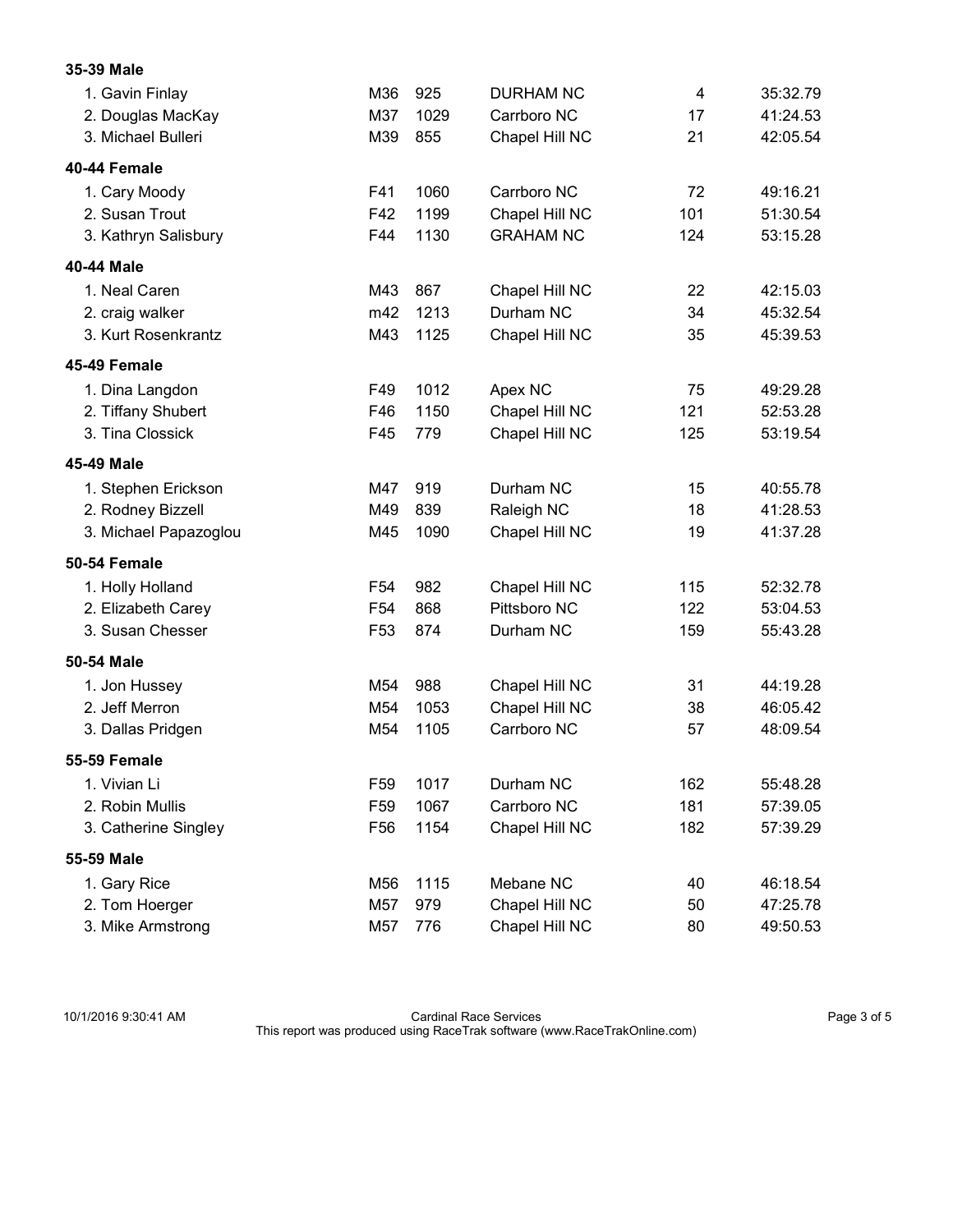**35-39 Male**

| | | | | | |
|---|---|---|---|---|---|
| 1. Gavin Finlay | M36 | 925 | DURHAM NC | 4 | 35:32.79 |
| 2. Douglas MacKay | M37 | 1029 | Carrboro NC | 17 | 41:24.53 |
| 3. Michael Bulleri | M39 | 855 | Chapel Hill NC | 21 | 42:05.54 |

**40-44 Female**

| | | | | | |
|---|---|---|---|---|---|
| 1. Cary Moody | F41 | 1060 | Carrboro NC | 72 | 49:16.21 |
| 2. Susan Trout | F42 | 1199 | Chapel Hill NC | 101 | 51:30.54 |
| 3. Kathryn Salisbury | F44 | 1130 | GRAHAM NC | 124 | 53:15.28 |

**40-44 Male**

| | | | | | |
|---|---|---|---|---|---|
| 1. Neal Caren | M43 | 867 | Chapel Hill NC | 22 | 42:15.03 |
| 2. craig walker | m42 | 1213 | Durham NC | 34 | 45:32.54 |
| 3. Kurt Rosenkrantz | M43 | 1125 | Chapel Hill NC | 35 | 45:39.53 |

**45-49 Female**

| | | | | | |
|---|---|---|---|---|---|
| 1. Dina Langdon | F49 | 1012 | Apex NC | 75 | 49:29.28 |
| 2. Tiffany Shubert | F46 | 1150 | Chapel Hill NC | 121 | 52:53.28 |
| 3. Tina Clossick | F45 | 779 | Chapel Hill NC | 125 | 53:19.54 |

**45-49 Male**

| | | | | | |
|---|---|---|---|---|---|
| 1. Stephen Erickson | M47 | 919 | Durham NC | 15 | 40:55.78 |
| 2. Rodney Bizzell | M49 | 839 | Raleigh NC | 18 | 41:28.53 |
| 3. Michael Papazoglou | M45 | 1090 | Chapel Hill NC | 19 | 41:37.28 |

**50-54 Female**

| | | | | | |
|---|---|---|---|---|---|
| 1. Holly Holland | F54 | 982 | Chapel Hill NC | 115 | 52:32.78 |
| 2. Elizabeth Carey | F54 | 868 | Pittsboro NC | 122 | 53:04.53 |
| 3. Susan Chesser | F53 | 874 | Durham NC | 159 | 55:43.28 |

**50-54 Male**

| | | | | | |
|---|---|---|---|---|---|
| 1. Jon Hussey | M54 | 988 | Chapel Hill NC | 31 | 44:19.28 |
| 2. Jeff Merron | M54 | 1053 | Chapel Hill NC | 38 | 46:05.42 |
| 3. Dallas Pridgen | M54 | 1105 | Carrboro NC | 57 | 48:09.54 |

**55-59 Female**

| | | | | | |
|---|---|---|---|---|---|
| 1. Vivian Li | F59 | 1017 | Durham NC | 162 | 55:48.28 |
| 2. Robin Mullis | F59 | 1067 | Carrboro NC | 181 | 57:39.05 |
| 3. Catherine Singley | F56 | 1154 | Chapel Hill NC | 182 | 57:39.29 |

**55-59 Male**

| | | | | | |
|---|---|---|---|---|---|
| 1. Gary Rice | M56 | 1115 | Mebane NC | 40 | 46:18.54 |
| 2. Tom Hoerger | M57 | 979 | Chapel Hill NC | 50 | 47:25.78 |
| 3. Mike Armstrong | M57 | 776 | Chapel Hill NC | 80 | 49:50.53 |

10/1/2016 9:30:41 AM Cardinal Race Services
This report was produced using RaceTrak software (www.RaceTrakOnline.com)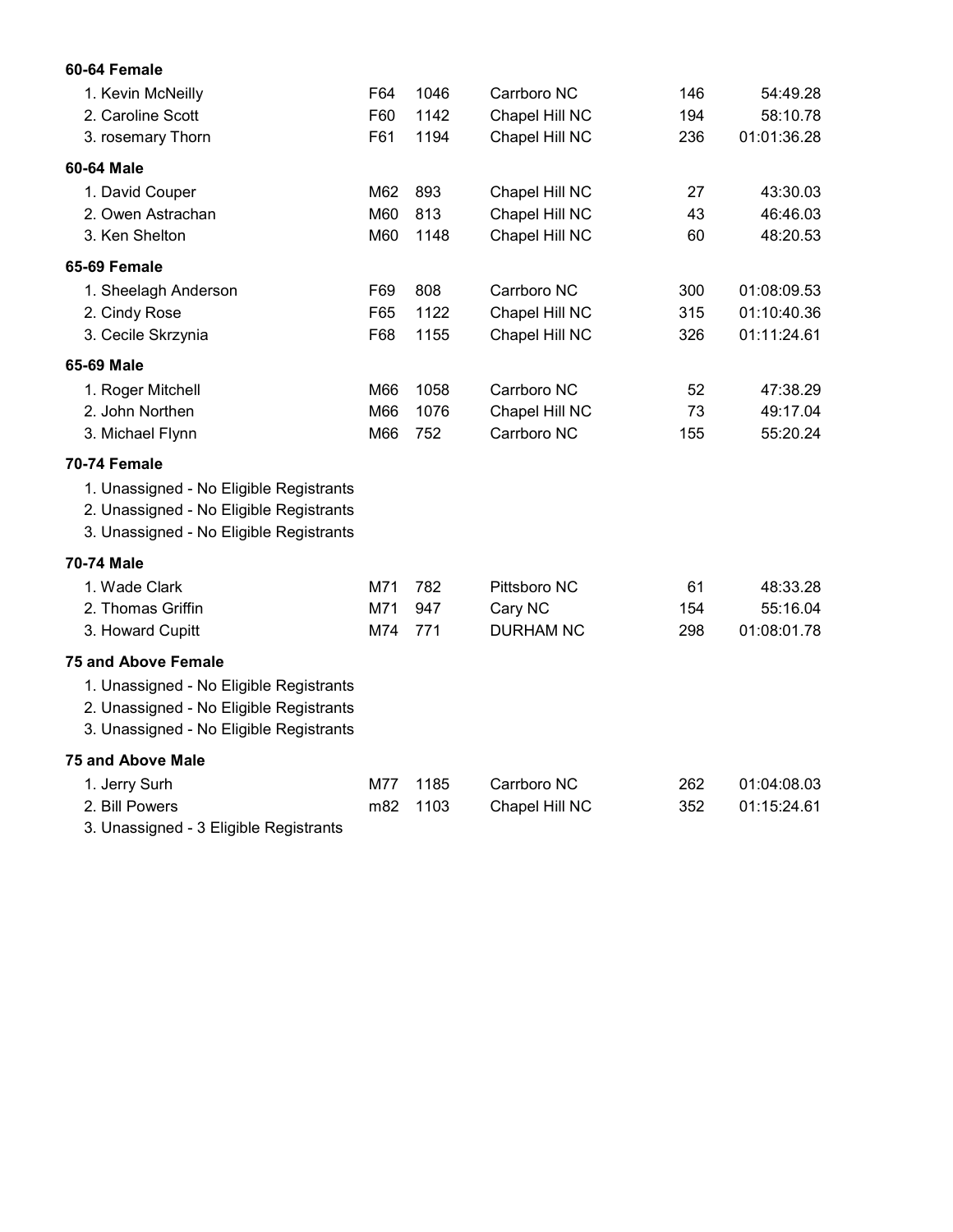**60-64 Female**

| | | | | | |
|---|---|---|---|---|---|
| 1. Kevin McNeilly | F64 | 1046 | Carrboro NC | 146 | 54:49.28 |
| 2. Caroline Scott | F60 | 1142 | Chapel Hill NC | 194 | 58:10.78 |
| 3. rosemary Thorn | F61 | 1194 | Chapel Hill NC | 236 | 01:01:36.28 |

**60-64 Male**

| | | | | | |
|---|---|---|---|---|---|
| 1. David Couper | M62 | 893 | Chapel Hill NC | 27 | 43:30.03 |
| 2. Owen Astrachan | M60 | 813 | Chapel Hill NC | 43 | 46:46.03 |
| 3. Ken Shelton | M60 | 1148 | Chapel Hill NC | 60 | 48:20.53 |

**65-69 Female**

| | | | | | |
|---|---|---|---|---|---|
| 1. Sheelagh Anderson | F69 | 808 | Carrboro NC | 300 | 01:08:09.53 |
| 2. Cindy Rose | F65 | 1122 | Chapel Hill NC | 315 | 01:10:40.36 |
| 3. Cecile Skrzynia | F68 | 1155 | Chapel Hill NC | 326 | 01:11:24.61 |

**65-69 Male**

| | | | | | |
|---|---|---|---|---|---|
| 1. Roger Mitchell | M66 | 1058 | Carrboro NC | 52 | 47:38.29 |
| 2. John Northen | M66 | 1076 | Chapel Hill NC | 73 | 49:17.04 |
| 3. Michael Flynn | M66 | 752 | Carrboro NC | 155 | 55:20.24 |

**70-74 Female**

1. Unassigned - No Eligible Registrants
2. Unassigned - No Eligible Registrants
3. Unassigned - No Eligible Registrants

**70-74 Male**

| | | | | | |
|---|---|---|---|---|---|
| 1. Wade Clark | M71 | 782 | Pittsboro NC | 61 | 48:33.28 |
| 2. Thomas Griffin | M71 | 947 | Cary NC | 154 | 55:16.04 |
| 3. Howard Cupitt | M74 | 771 | DURHAM NC | 298 | 01:08:01.78 |

**75 and Above Female**

1. Unassigned - No Eligible Registrants
2. Unassigned - No Eligible Registrants
3. Unassigned - No Eligible Registrants

**75 and Above Male**

| | | | | | |
|---|---|---|---|---|---|
| 1. Jerry Surh | M77 | 1185 | Carrboro NC | 262 | 01:04:08.03 |
| 2. Bill Powers | m82 | 1103 | Chapel Hill NC | 352 | 01:15:24.61 |
| 3. Unassigned - 3 Eligible Registrants | | | | | |